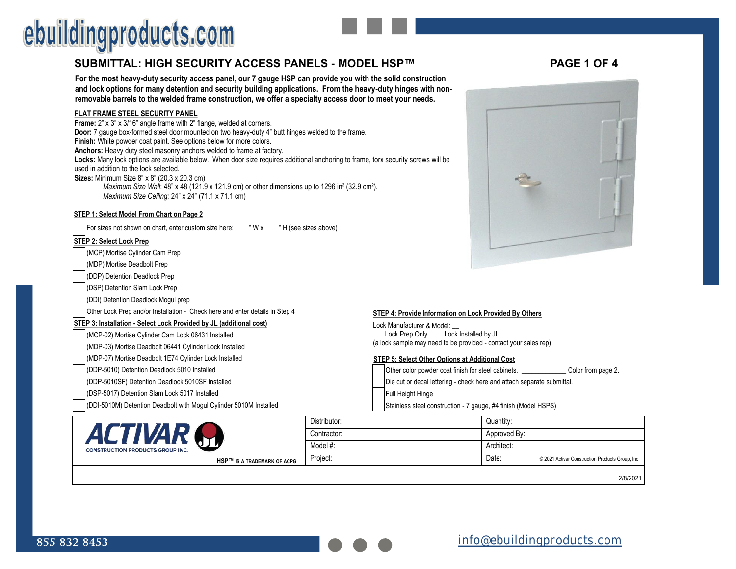ebuildingproducts.com

# SUBMITTAL: HIGH SECURITY ACCESS PANELS - MODEL HSP™

**For the most heavy-duty security access panel, our 7 gauge HSP can provide you with the solid construction and lock options for many detention and security building applications. From the heavy-duty hinges with non-removable barrels to the welded frame construction, we offer a specialty access door to meet your needs.**

## FLAT FRAME STEEL SECURITY PANEL

**Frame:** 2" x 3" x 3/16" angle frame with 2" flange, welded at corners.
**Door:** 7 gauge box-formed steel door mounted on two heavy-duty 4" butt hinges welded to the frame.
**Finish:** White powder coat paint. See options below for more colors.
**Anchors:** Heavy duty steel masonry anchors welded to frame at factory.
**Locks:** Many lock options are available below. When door size requires additional anchoring to frame, torx security screws will be used in addition to the lock selected.
**Sizes:** Minimum Size 8" x 8" (20.3 x 20.3 cm)
*Maximum Size Wall*: 48" x 48 (121.9 x 121.9 cm) or other dimensions up to 1296 in² (32.9 cm²).
*Maximum Size Ceiling:* 24" x 24" (71.1 x 71.1 cm)

### STEP 1: Select Model From Chart on Page 2

- [ ] For sizes not shown on chart, enter custom size here: ____" W x ____" H (see sizes above)

### STEP 2: Select Lock Prep

- [ ] (MCP) Mortise Cylinder Cam Prep
- [ ] (MDP) Mortise Deadbolt Prep
- [ ] (DDP) Detention Deadlock Prep
- [ ] (DSP) Detention Slam Lock Prep
- [ ] (DDI) Detention Deadlock Mogul prep
- [ ] Other Lock Prep and/or Installation - Check here and enter details in Step 4

### STEP 3: Installation - Select Lock Provided by JL (additional cost)

- [ ] (MCP-02) Mortise Cylinder Cam Lock 06431 Installed
- [ ] (MDP-03) Mortise Deadbolt 06441 Cylinder Lock Installed
- [ ] (MDP-07) Mortise Deadbolt 1E74 Cylinder Lock Installed
- [ ] (DDP-5010) Detention Deadlock 5010 Installed
- [ ] (DDP-5010SF) Detention Deadlock 5010SF Installed
- [ ] (DSP-5017) Detention Slam Lock 5017 Installed
- [ ] (DDI-5010M) Detention Deadbolt with Mogul Cylinder 5010M Installed

### STEP 4: Provide Information on Lock Provided By Others

Lock Manufacturer & Model: ______________________________
___ Lock Prep Only ___ Lock Installed by JL
(a lock sample may need to be provided - contact your sales rep)

### STEP 5: Select Other Options at Additional Cost

- [ ] Other color powder coat finish for steel cabinets. ____________ Color from page 2.
- [ ] Die cut or decal lettering - check here and attach separate submittal.
- [ ] Full Height Hinge
- [ ] Stainless steel construction - 7 gauge, #4 finish (Model HSPS)

| ACTIVAR CONSTRUCTION PRODUCTS GROUP INC. — HSP™ IS A TRADEMARK OF ACPG | Distributor: | Quantity: |
|---|---|---|
| | Contractor: | Approved By: |
| | Model #: | Architect: |
| | Project: | Date: |

© 2021 Activar Construction Products Group, Inc

2/8/2021

855-832-8453

info@ebuildingproducts.com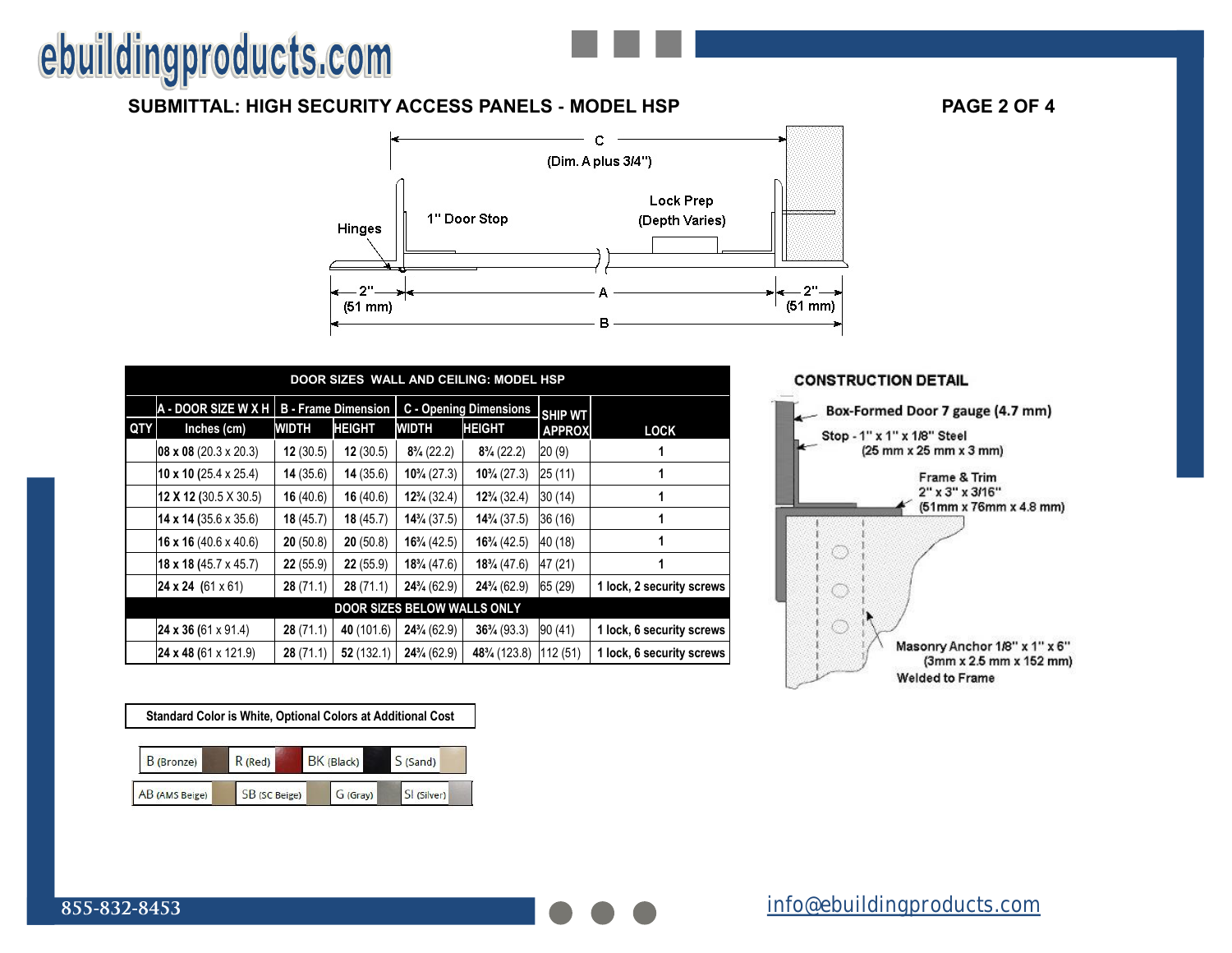## SUBMITTAL: HIGH SECURITY ACCESS PANELS - MODEL HSP

C (Dim. A plus 3/4")

Hinges

1" Door Stop

Lock Prep (Depth Varies)

2" (51 mm) — A — 2" (51 mm)

B

| DOOR SIZES WALL AND CEILING: MODEL HSP | | | | | | | |
|---|---|---|---|---|---|---|---|
| | A - DOOR SIZE W X H | B - Frame Dimension | | C - Opening Dimensions | | SHIP WT | |
| QTY | Inches (cm) | WIDTH | HEIGHT | WIDTH | HEIGHT | APPROX | LOCK |
| | **08 x 08** (20.3 x 20.3) | **12** (30.5) | **12** (30.5) | **8¾** (22.2) | **8¾** (22.2) | 20 (9) | 1 |
| | **10 x 10** (25.4 x 25.4) | **14** (35.6) | **14** (35.6) | **10¾** (27.3) | **10¾** (27.3) | 25 (11) | 1 |
| | **12 X 12** (30.5 X 30.5) | **16** (40.6) | **16** (40.6) | **12¾** (32.4) | **12¾** (32.4) | 30 (14) | 1 |
| | **14 x 14** (35.6 x 35.6) | **18** (45.7) | **18** (45.7) | **14¾** (37.5) | **14¾** (37.5) | 36 (16) | 1 |
| | **16 x 16** (40.6 x 40.6) | **20** (50.8) | **20** (50.8) | **16¾** (42.5) | **16¾** (42.5) | 40 (18) | 1 |
| | **18 x 18** (45.7 x 45.7) | **22** (55.9) | **22** (55.9) | **18¾** (47.6) | **18¾** (47.6) | 47 (21) | 1 |
| | **24 x 24** (61 x 61) | **28** (71.1) | **28** (71.1) | **24¾** (62.9) | **24¾** (62.9) | 65 (29) | 1 lock, 2 security screws |
| **DOOR SIZES BELOW WALLS ONLY** | | | | | | | |
| | **24 x 36** (61 x 91.4) | **28** (71.1) | **40** (101.6) | **24¾** (62.9) | **36¾** (93.3) | 90 (41) | 1 lock, 6 security screws |
| | **24 x 48** (61 x 121.9) | **28** (71.1) | **52** (132.1) | **24¾** (62.9) | **48¾** (123.8) | 112 (51) | 1 lock, 6 security screws |

### CONSTRUCTION DETAIL

- Box-Formed Door 7 gauge (4.7 mm)
- Stop - 1" x 1" x 1/8" Steel (25 mm x 25 mm x 3 mm)
- Frame & Trim 2" x 3" x 3/16" (51mm x 76mm x 4.8 mm)
- Masonry Anchor 1/8" x 1" x 6" (3mm x 2.5 mm x 152 mm) Welded to Frame

**Standard Color is White, Optional Colors at Additional Cost**

| B (Bronze) | R (Red) | BK (Black) | S (Sand) |
|---|---|---|---|
| AB (AMS Beige) | SB (SC Beige) | G (Gray) | SI (Silver) |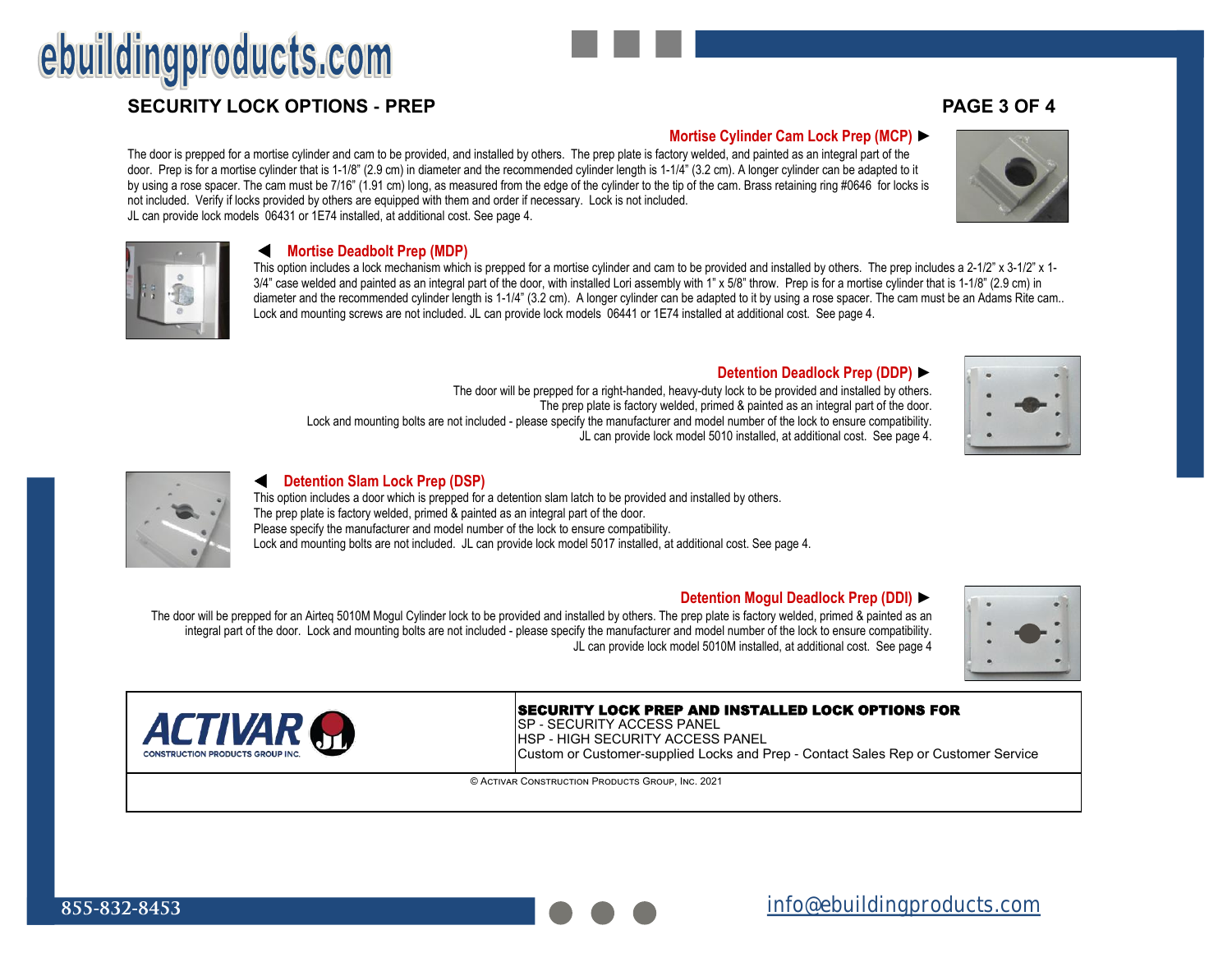# SECURITY LOCK OPTIONS - PREP

## Mortise Cylinder Cam Lock Prep (MCP) ►

The door is prepped for a mortise cylinder and cam to be provided, and installed by others. The prep plate is factory welded, and painted as an integral part of the door. Prep is for a mortise cylinder that is 1-1/8" (2.9 cm) in diameter and the recommended cylinder length is 1-1/4" (3.2 cm). A longer cylinder can be adapted to it by using a rose spacer. The cam must be 7/16" (1.91 cm) long, as measured from the edge of the cylinder to the tip of the cam. Brass retaining ring #0646 for locks is not included. Verify if locks provided by others are equipped with them and order if necessary. Lock is not included.
JL can provide lock models 06431 or 1E74 installed, at additional cost. See page 4.

## ◄ Mortise Deadbolt Prep (MDP)

This option includes a lock mechanism which is prepped for a mortise cylinder and cam to be provided and installed by others. The prep includes a 2-1/2" x 3-1/2" x 1-3/4" case welded and painted as an integral part of the door, with installed Lori assembly with 1" x 5/8" throw. Prep is for a mortise cylinder that is 1-1/8" (2.9 cm) in diameter and the recommended cylinder length is 1-1/4" (3.2 cm). A longer cylinder can be adapted to it by using a rose spacer. The cam must be an Adams Rite cam.. Lock and mounting screws are not included. JL can provide lock models 06441 or 1E74 installed at additional cost. See page 4.

## Detention Deadlock Prep (DDP) ►

The door will be prepped for a right-handed, heavy-duty lock to be provided and installed by others.
The prep plate is factory welded, primed & painted as an integral part of the door.
Lock and mounting bolts are not included - please specify the manufacturer and model number of the lock to ensure compatibility.
JL can provide lock model 5010 installed, at additional cost. See page 4.

## ◄ Detention Slam Lock Prep (DSP)

This option includes a door which is prepped for a detention slam latch to be provided and installed by others.
The prep plate is factory welded, primed & painted as an integral part of the door.
Please specify the manufacturer and model number of the lock to ensure compatibility.
Lock and mounting bolts are not included. JL can provide lock model 5017 installed, at additional cost. See page 4.

## Detention Mogul Deadlock Prep (DDI) ►

The door will be prepped for an Airteq 5010M Mogul Cylinder lock to be provided and installed by others. The prep plate is factory welded, primed & painted as an integral part of the door. Lock and mounting bolts are not included - please specify the manufacturer and model number of the lock to ensure compatibility.
JL can provide lock model 5010M installed, at additional cost. See page 4

| ACTIVAR CONSTRUCTION PRODUCTS GROUP INC. | **SECURITY LOCK PREP AND INSTALLED LOCK OPTIONS FOR**<br>SP - SECURITY ACCESS PANEL<br>HSP - HIGH SECURITY ACCESS PANEL<br>Custom or Customer-supplied Locks and Prep - Contact Sales Rep or Customer Service |
|---|---|

© Activar Construction Products Group, Inc. 2021

855-832-8453

info@ebuildingproducts.com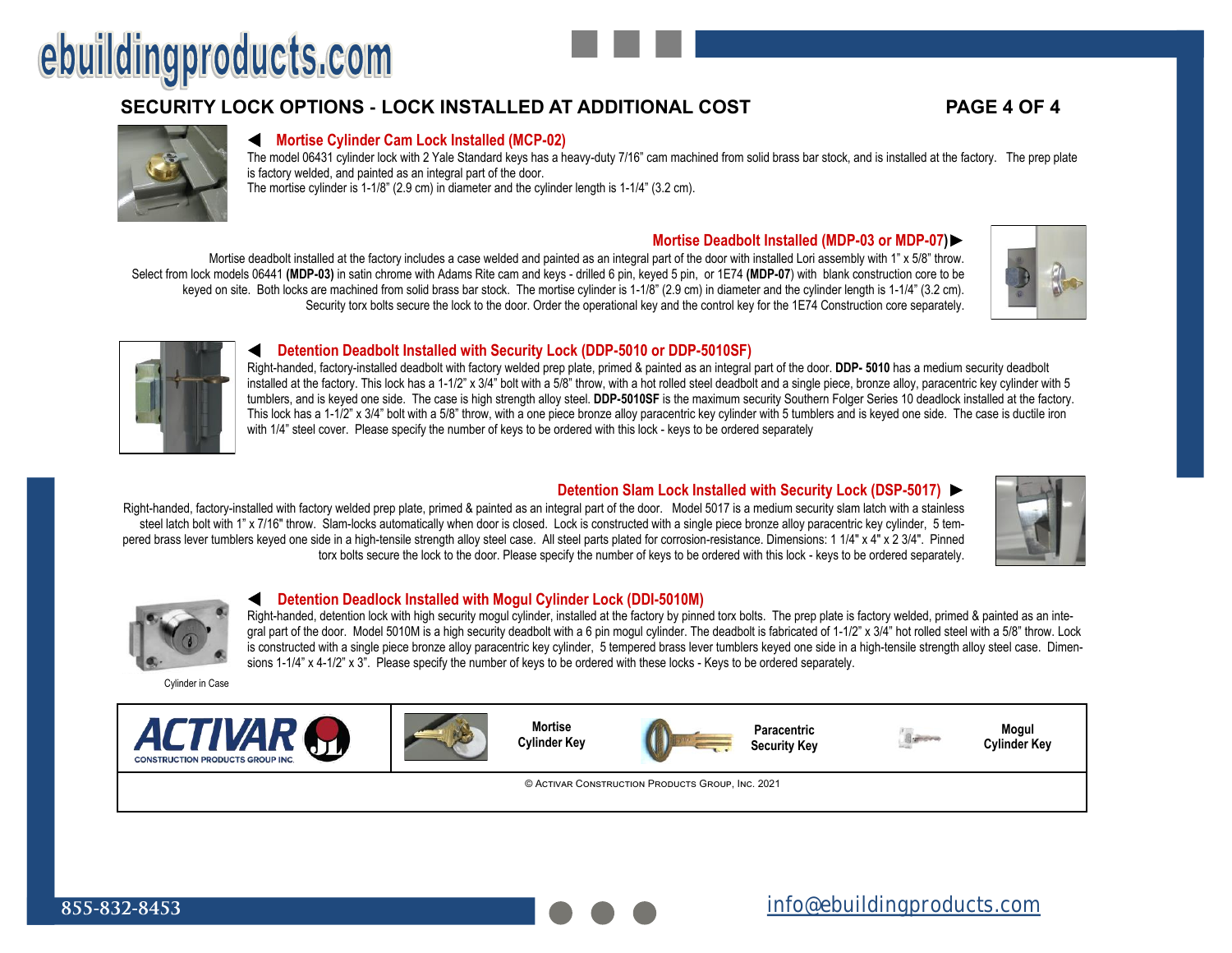# SECURITY LOCK OPTIONS - LOCK INSTALLED AT ADDITIONAL COST

## Mortise Cylinder Cam Lock Installed (MCP-02)

The model 06431 cylinder lock with 2 Yale Standard keys has a heavy-duty 7/16" cam machined from solid brass bar stock, and is installed at the factory. The prep plate is factory welded, and painted as an integral part of the door.
The mortise cylinder is 1-1/8" (2.9 cm) in diameter and the cylinder length is 1-1/4" (3.2 cm).

## Mortise Deadbolt Installed (MDP-03 or MDP-07)

Mortise deadbolt installed at the factory includes a case welded and painted as an integral part of the door with installed Lori assembly with 1" x 5/8" throw. Select from lock models 06441 **(MDP-03)** in satin chrome with Adams Rite cam and keys - drilled 6 pin, keyed 5 pin, or 1E74 **(MDP-07**) with blank construction core to be keyed on site. Both locks are machined from solid brass bar stock. The mortise cylinder is 1-1/8" (2.9 cm) in diameter and the cylinder length is 1-1/4" (3.2 cm). Security torx bolts secure the lock to the door. Order the operational key and the control key for the 1E74 Construction core separately.

## Detention Deadbolt Installed with Security Lock (DDP-5010 or DDP-5010SF)

Right-handed, factory-installed deadbolt with factory welded prep plate, primed & painted as an integral part of the door. **DDP- 5010** has a medium security deadbolt installed at the factory. This lock has a 1-1/2" x 3/4" bolt with a 5/8" throw, with a hot rolled steel deadbolt and a single piece, bronze alloy, paracentric key cylinder with 5 tumblers, and is keyed one side. The case is high strength alloy steel. **DDP-5010SF** is the maximum security Southern Folger Series 10 deadlock installed at the factory. This lock has a 1-1/2" x 3/4" bolt with a 5/8" throw, with a one piece bronze alloy paracentric key cylinder with 5 tumblers and is keyed one side. The case is ductile iron with 1/4" steel cover. Please specify the number of keys to be ordered with this lock - keys to be ordered separately

## Detention Slam Lock Installed with Security Lock (DSP-5017)

Right-handed, factory-installed with factory welded prep plate, primed & painted as an integral part of the door. Model 5017 is a medium security slam latch with a stainless steel latch bolt with 1" x 7/16" throw. Slam-locks automatically when door is closed. Lock is constructed with a single piece bronze alloy paracentric key cylinder, 5 tempered brass lever tumblers keyed one side in a high-tensile strength alloy steel case. All steel parts plated for corrosion-resistance. Dimensions: 1 1/4" x 4" x 2 3/4". Pinned torx bolts secure the lock to the door. Please specify the number of keys to be ordered with this lock - keys to be ordered separately.

## Detention Deadlock Installed with Mogul Cylinder Lock (DDI-5010M)

Right-handed, detention lock with high security mogul cylinder, installed at the factory by pinned torx bolts. The prep plate is factory welded, primed & painted as an integral part of the door. Model 5010M is a high security deadbolt with a 6 pin mogul cylinder. The deadbolt is fabricated of 1-1/2" x 3/4" hot rolled steel with a 5/8" throw. Lock is constructed with a single piece bronze alloy paracentric key cylinder, 5 tempered brass lever tumblers keyed one side in a high-tensile strength alloy steel case. Dimensions 1-1/4" x 4-1/2" x 3". Please specify the number of keys to be ordered with these locks - Keys to be ordered separately.

Cylinder in Case

ACTIVAR CONSTRUCTION PRODUCTS GROUP INC.

Mortise Cylinder Key

Paracentric Security Key

Mogul Cylinder Key

© Activar Construction Products Group, Inc. 2021

855-832-8453

info@ebuildingproducts.com